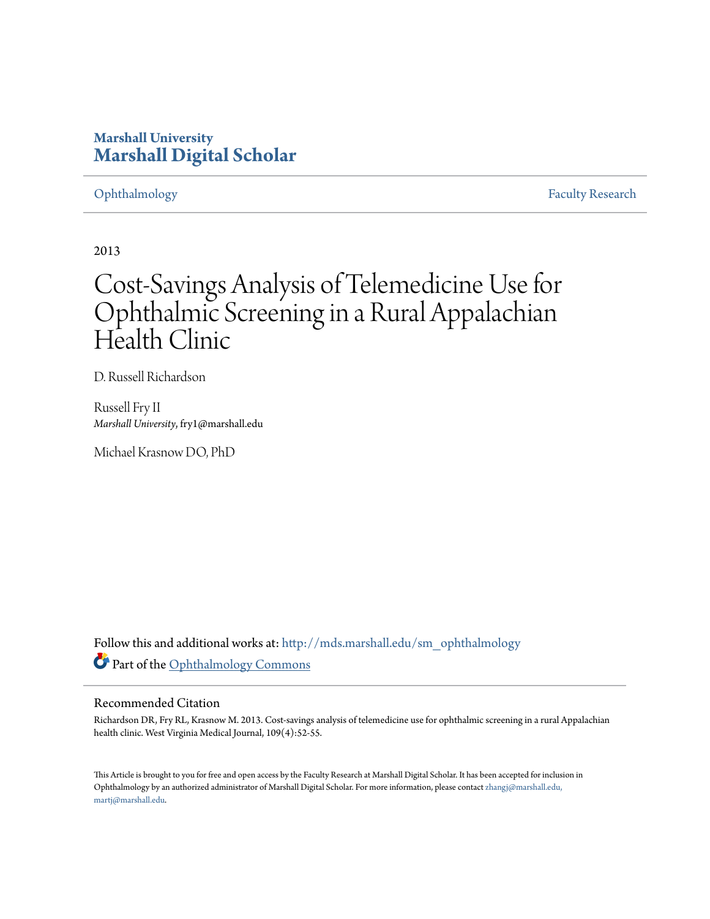Marshall University
# Marshall Digital Scholar

Ophthalmology | Faculty Research

2013

# Cost-Savings Analysis of Telemedicine Use for Ophthalmic Screening in a Rural Appalachian Health Clinic

D. Russell Richardson

Russell Fry II
*Marshall University*, fry1@marshall.edu

Michael Krasnow DO, PhD

Follow this and additional works at: http://mds.marshall.edu/sm_ophthalmology

Part of the Ophthalmology Commons

## Recommended Citation

Richardson DR, Fry RL, Krasnow M. 2013. Cost-savings analysis of telemedicine use for ophthalmic screening in a rural Appalachian health clinic. West Virginia Medical Journal, 109(4):52-55.

This Article is brought to you for free and open access by the Faculty Research at Marshall Digital Scholar. It has been accepted for inclusion in Ophthalmology by an authorized administrator of Marshall Digital Scholar. For more information, please contact zhangj@marshall.edu, martj@marshall.edu.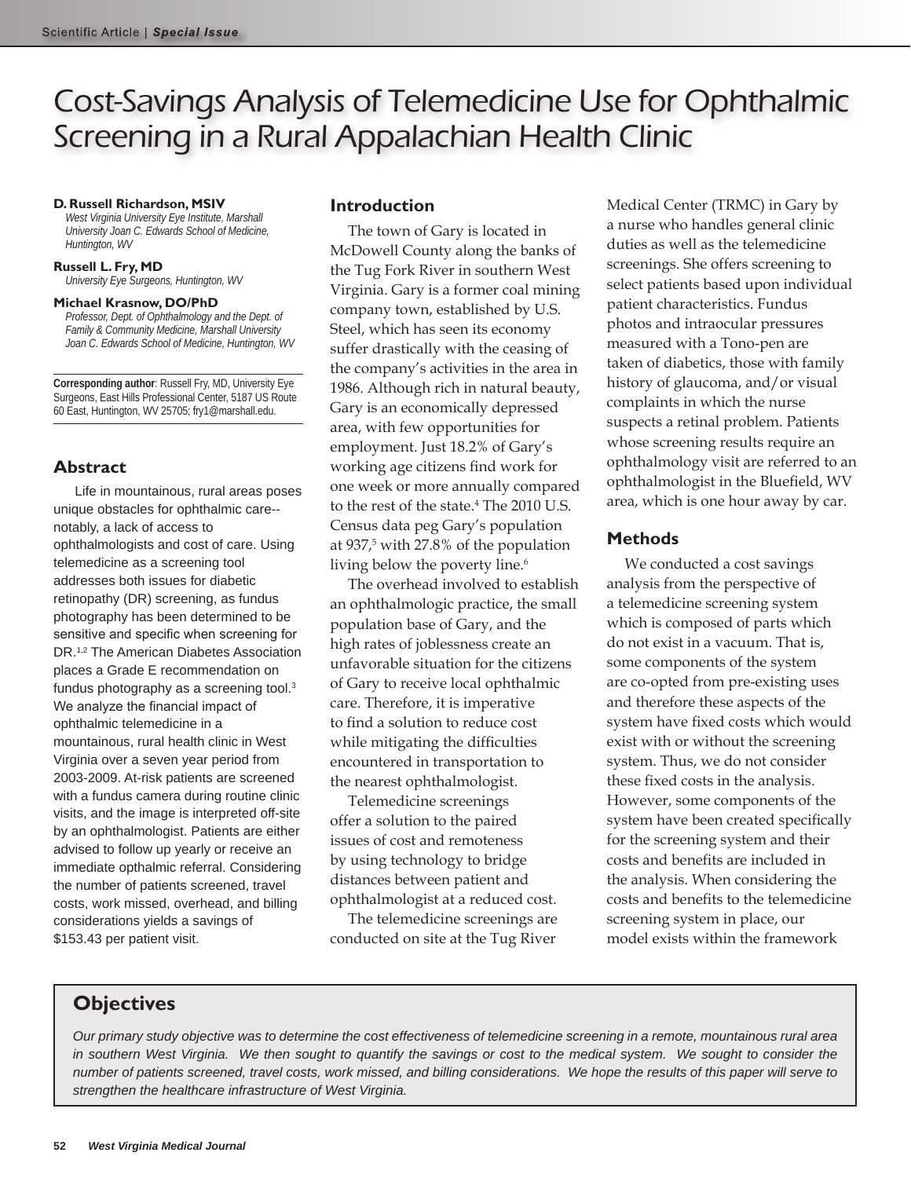# Cost-Savings Analysis of Telemedicine Use for Ophthalmic Screening in a Rural Appalachian Health Clinic

**D. Russell Richardson, MSIV**
*West Virginia University Eye Institute, Marshall University Joan C. Edwards School of Medicine, Huntington, WV*

**Russell L. Fry, MD**
*University Eye Surgeons, Huntington, WV*

**Michael Krasnow, DO/PhD**
*Professor, Dept. of Ophthalmology and the Dept. of Family & Community Medicine, Marshall University Joan C. Edwards School of Medicine, Huntington, WV*

**Corresponding author**: Russell Fry, MD, University Eye Surgeons, East Hills Professional Center, 5187 US Route 60 East, Huntington, WV 25705; fry1@marshall.edu.

## Abstract

Life in mountainous, rural areas poses unique obstacles for ophthalmic care--notably, a lack of access to ophthalmologists and cost of care. Using telemedicine as a screening tool addresses both issues for diabetic retinopathy (DR) screening, as fundus photography has been determined to be sensitive and specific when screening for DR.[1,2] The American Diabetes Association places a Grade E recommendation on fundus photography as a screening tool.[3] We analyze the financial impact of ophthalmic telemedicine in a mountainous, rural health clinic in West Virginia over a seven year period from 2003-2009. At-risk patients are screened with a fundus camera during routine clinic visits, and the image is interpreted off-site by an ophthalmologist. Patients are either advised to follow up yearly or receive an immediate opthalmic referral. Considering the number of patients screened, travel costs, work missed, overhead, and billing considerations yields a savings of $153.43 per patient visit.

## Objectives

*Our primary study objective was to determine the cost effectiveness of telemedicine screening in a remote, mountainous rural area in southern West Virginia. We then sought to quantify the savings or cost to the medical system. We sought to consider the number of patients screened, travel costs, work missed, and billing considerations. We hope the results of this paper will serve to strengthen the healthcare infrastructure of West Virginia.*

## Introduction

The town of Gary is located in McDowell County along the banks of the Tug Fork River in southern West Virginia. Gary is a former coal mining company town, established by U.S. Steel, which has seen its economy suffer drastically with the ceasing of the company's activities in the area in 1986. Although rich in natural beauty, Gary is an economically depressed area, with few opportunities for employment. Just 18.2% of Gary's working age citizens find work for one week or more annually compared to the rest of the state.[4] The 2010 U.S. Census data peg Gary's population at 937,[5] with 27.8% of the population living below the poverty line.[6]

The overhead involved to establish an ophthalmologic practice, the small population base of Gary, and the high rates of joblessness create an unfavorable situation for the citizens of Gary to receive local ophthalmic care. Therefore, it is imperative to find a solution to reduce cost while mitigating the difficulties encountered in transportation to the nearest ophthalmologist.

Telemedicine screenings offer a solution to the paired issues of cost and remoteness by using technology to bridge distances between patient and ophthalmologist at a reduced cost.

The telemedicine screenings are conducted on site at the Tug River Medical Center (TRMC) in Gary by a nurse who handles general clinic duties as well as the telemedicine screenings. She offers screening to select patients based upon individual patient characteristics. Fundus photos and intraocular pressures measured with a Tono-pen are taken of diabetics, those with family history of glaucoma, and/or visual complaints in which the nurse suspects a retinal problem. Patients whose screening results require an ophthalmology visit are referred to an ophthalmologist in the Bluefield, WV area, which is one hour away by car.

## Methods

We conducted a cost savings analysis from the perspective of a telemedicine screening system which is composed of parts which do not exist in a vacuum. That is, some components of the system are co-opted from pre-existing uses and therefore these aspects of the system have fixed costs which would exist with or without the screening system. Thus, we do not consider these fixed costs in the analysis. However, some components of the system have been created specifically for the screening system and their costs and benefits are included in the analysis. When considering the costs and benefits to the telemedicine screening system in place, our model exists within the framework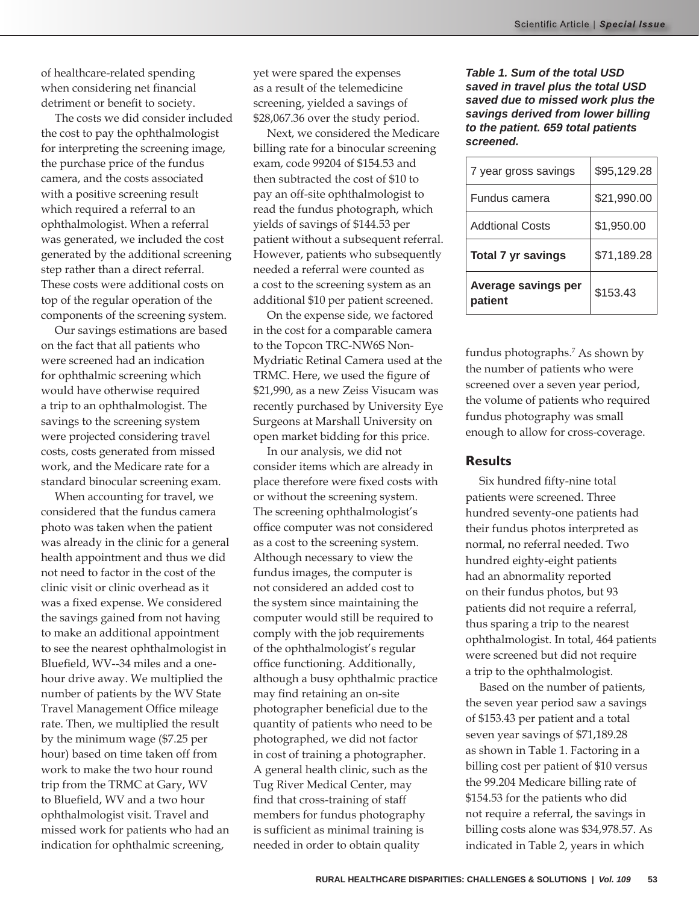of healthcare-related spending when considering net financial detriment or benefit to society.

The costs we did consider included the cost to pay the ophthalmologist for interpreting the screening image, the purchase price of the fundus camera, and the costs associated with a positive screening result which required a referral to an ophthalmologist. When a referral was generated, we included the cost generated by the additional screening step rather than a direct referral. These costs were additional costs on top of the regular operation of the components of the screening system.

Our savings estimations are based on the fact that all patients who were screened had an indication for ophthalmic screening which would have otherwise required a trip to an ophthalmologist. The savings to the screening system were projected considering travel costs, costs generated from missed work, and the Medicare rate for a standard binocular screening exam.

When accounting for travel, we considered that the fundus camera photo was taken when the patient was already in the clinic for a general health appointment and thus we did not need to factor in the cost of the clinic visit or clinic overhead as it was a fixed expense. We considered the savings gained from not having to make an additional appointment to see the nearest ophthalmologist in Bluefield, WV--34 miles and a one-hour drive away. We multiplied the number of patients by the WV State Travel Management Office mileage rate. Then, we multiplied the result by the minimum wage ($7.25 per hour) based on time taken off from work to make the two hour round trip from the TRMC at Gary, WV to Bluefield, WV and a two hour ophthalmologist visit. Travel and missed work for patients who had an indication for ophthalmic screening, yet were spared the expenses as a result of the telemedicine screening, yielded a savings of $28,067.36 over the study period.

Next, we considered the Medicare billing rate for a binocular screening exam, code 99204 of $154.53 and then subtracted the cost of $10 to pay an off-site ophthalmologist to read the fundus photograph, which yields of savings of $144.53 per patient without a subsequent referral. However, patients who subsequently needed a referral were counted as a cost to the screening system as an additional $10 per patient screened.

On the expense side, we factored in the cost for a comparable camera to the Topcon TRC-NW6S Non-Mydriatic Retinal Camera used at the TRMC. Here, we used the figure of $21,990, as a new Zeiss Visucam was recently purchased by University Eye Surgeons at Marshall University on open market bidding for this price.

In our analysis, we did not consider items which are already in place therefore were fixed costs with or without the screening system. The screening ophthalmologist's office computer was not considered as a cost to the screening system. Although necessary to view the fundus images, the computer is not considered an added cost to the system since maintaining the computer would still be required to comply with the job requirements of the ophthalmologist's regular office functioning. Additionally, although a busy ophthalmic practice may find retaining an on-site photographer beneficial due to the quantity of patients who need to be photographed, we did not factor in cost of training a photographer. A general health clinic, such as the Tug River Medical Center, may find that cross-training of staff members for fundus photography is sufficient as minimal training is needed in order to obtain quality fundus photographs.[7] As shown by the number of patients who were screened over a seven year period, the volume of patients who required fundus photography was small enough to allow for cross-coverage.

***Table 1. Sum of the total USD saved in travel plus the total USD saved due to missed work plus the savings derived from lower billing to the patient. 659 total patients screened.***

| | |
|---|---|
| 7 year gross savings | $95,129.28 |
| Fundus camera | $21,990.00 |
| Addtional Costs | $1,950.00 |
| **Total 7 yr savings** | $71,189.28 |
| **Average savings per patient** | $153.43 |

## Results

Six hundred fifty-nine total patients were screened. Three hundred seventy-one patients had their fundus photos interpreted as normal, no referral needed. Two hundred eighty-eight patients had an abnormality reported on their fundus photos, but 93 patients did not require a referral, thus sparing a trip to the nearest ophthalmologist. In total, 464 patients were screened but did not require a trip to the ophthalmologist.

Based on the number of patients, the seven year period saw a savings of $153.43 per patient and a total seven year savings of $71,189.28 as shown in Table 1. Factoring in a billing cost per patient of $10 versus the 99.204 Medicare billing rate of $154.53 for the patients who did not require a referral, the savings in billing costs alone was $34,978.57. As indicated in Table 2, years in which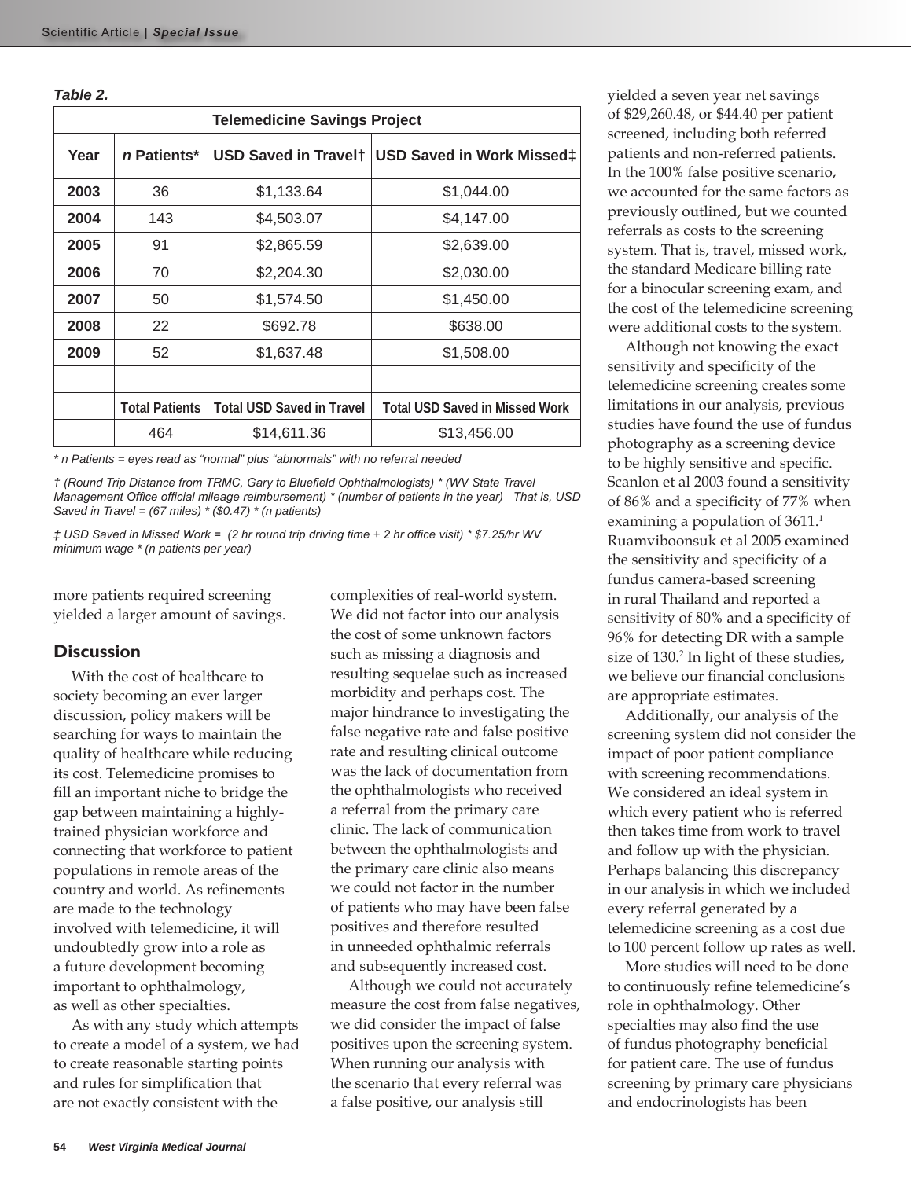***Table 2.***

| Telemedicine Savings Project | | | |
|---|---|---|---|
| **Year** | ***n* Patients*** | **USD Saved in Travel†** | **USD Saved in Work Missed‡** |
| **2003** | 36 | $1,133.64 | $1,044.00 |
| **2004** | 143 | $4,503.07 | $4,147.00 |
| **2005** | 91 | $2,865.59 | $2,639.00 |
| **2006** | 70 | $2,204.30 | $2,030.00 |
| **2007** | 50 | $1,574.50 | $1,450.00 |
| **2008** | 22 | $692.78 | $638.00 |
| **2009** | 52 | $1,637.48 | $1,508.00 |
| | | | |
| | **Total Patients** | **Total USD Saved in Travel** | **Total USD Saved in Missed Work** |
| | 464 | $14,611.36 | $13,456.00 |

*\* n Patients = eyes read as "normal" plus "abnormals" with no referral needed*

*† (Round Trip Distance from TRMC, Gary to Bluefield Ophthalmologists) * (WV State Travel Management Office official mileage reimbursement) * (number of patients in the year)   That is, USD Saved in Travel = (67 miles) * ($0.47) * (n patients)*

*‡ USD Saved in Missed Work =  (2 hr round trip driving time + 2 hr office visit) * $7.25/hr WV minimum wage * (n patients per year)*

more patients required screening yielded a larger amount of savings.

## Discussion

With the cost of healthcare to society becoming an ever larger discussion, policy makers will be searching for ways to maintain the quality of healthcare while reducing its cost. Telemedicine promises to fill an important niche to bridge the gap between maintaining a highly-trained physician workforce and connecting that workforce to patient populations in remote areas of the country and world. As refinements are made to the technology involved with telemedicine, it will undoubtedly grow into a role as a future development becoming important to ophthalmology, as well as other specialties.

As with any study which attempts to create a model of a system, we had to create reasonable starting points and rules for simplification that are not exactly consistent with the complexities of real-world system. We did not factor into our analysis the cost of some unknown factors such as missing a diagnosis and resulting sequelae such as increased morbidity and perhaps cost. The major hindrance to investigating the false negative rate and false positive rate and resulting clinical outcome was the lack of documentation from the ophthalmologists who received a referral from the primary care clinic. The lack of communication between the ophthalmologists and the primary care clinic also means we could not factor in the number of patients who may have been false positives and therefore resulted in unneeded ophthalmic referrals and subsequently increased cost.

Although we could not accurately measure the cost from false negatives, we did consider the impact of false positives upon the screening system. When running our analysis with the scenario that every referral was a false positive, our analysis still yielded a seven year net savings of $29,260.48, or $44.40 per patient screened, including both referred patients and non-referred patients. In the 100% false positive scenario, we accounted for the same factors as previously outlined, but we counted referrals as costs to the screening system. That is, travel, missed work, the standard Medicare billing rate for a binocular screening exam, and the cost of the telemedicine screening were additional costs to the system.

Although not knowing the exact sensitivity and specificity of the telemedicine screening creates some limitations in our analysis, previous studies have found the use of fundus photography as a screening device to be highly sensitive and specific. Scanlon et al 2003 found a sensitivity of 86% and a specificity of 77% when examining a population of 3611.[1] Ruamviboonsuk et al 2005 examined the sensitivity and specificity of a fundus camera-based screening in rural Thailand and reported a sensitivity of 80% and a specificity of 96% for detecting DR with a sample size of 130.[2] In light of these studies, we believe our financial conclusions are appropriate estimates.

Additionally, our analysis of the screening system did not consider the impact of poor patient compliance with screening recommendations. We considered an ideal system in which every patient who is referred then takes time from work to travel and follow up with the physician. Perhaps balancing this discrepancy in our analysis in which we included every referral generated by a telemedicine screening as a cost due to 100 percent follow up rates as well.

More studies will need to be done to continuously refine telemedicine's role in ophthalmology. Other specialties may also find the use of fundus photography beneficial for patient care. The use of fundus screening by primary care physicians and endocrinologists has been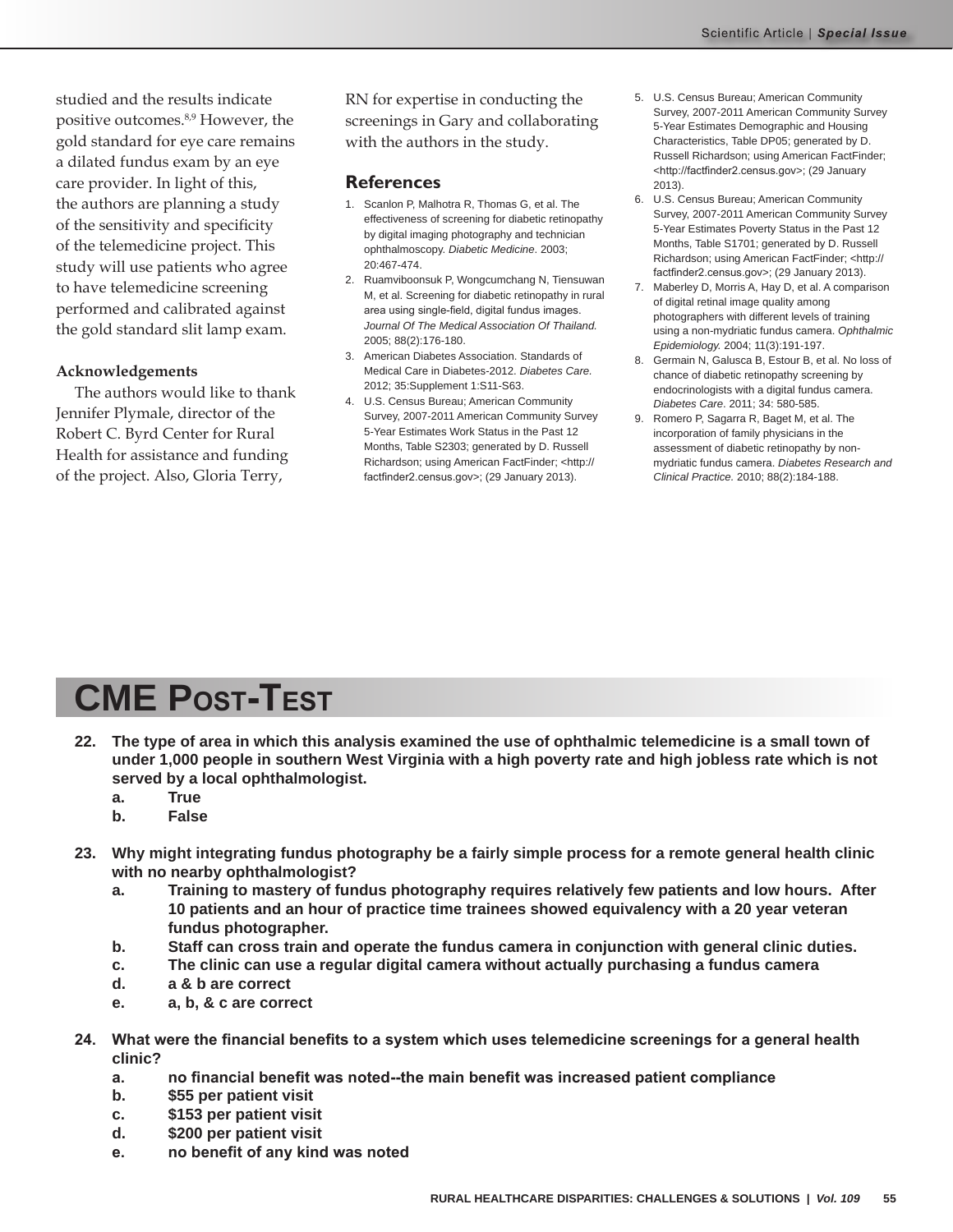studied and the results indicate positive outcomes.[8,9] However, the gold standard for eye care remains a dilated fundus exam by an eye care provider. In light of this, the authors are planning a study of the sensitivity and specificity of the telemedicine project. This study will use patients who agree to have telemedicine screening performed and calibrated against the gold standard slit lamp exam.

### Acknowledgements

The authors would like to thank Jennifer Plymale, director of the Robert C. Byrd Center for Rural Health for assistance and funding of the project. Also, Gloria Terry, RN for expertise in conducting the screenings in Gary and collaborating with the authors in the study.

## References

1. Scanlon P, Malhotra R, Thomas G, et al. The effectiveness of screening for diabetic retinopathy by digital imaging photography and technician ophthalmoscopy. *Diabetic Medicine*. 2003; 20:467-474.
2. Ruamviboonsuk P, Wongcumchang N, Tiensuwan M, et al. Screening for diabetic retinopathy in rural area using single-field, digital fundus images. *Journal Of The Medical Association Of Thailand.* 2005; 88(2):176-180.
3. American Diabetes Association. Standards of Medical Care in Diabetes-2012. *Diabetes Care.* 2012; 35:Supplement 1:S11-S63.
4. U.S. Census Bureau; American Community Survey, 2007-2011 American Community Survey 5-Year Estimates Work Status in the Past 12 Months, Table S2303; generated by D. Russell Richardson; using American FactFinder; <http://factfinder2.census.gov>; (29 January 2013).
5. U.S. Census Bureau; American Community Survey, 2007-2011 American Community Survey 5-Year Estimates Demographic and Housing Characteristics, Table DP05; generated by D. Russell Richardson; using American FactFinder; <http://factfinder2.census.gov>; (29 January 2013).
6. U.S. Census Bureau; American Community Survey, 2007-2011 American Community Survey 5-Year Estimates Poverty Status in the Past 12 Months, Table S1701; generated by D. Russell Richardson; using American FactFinder; <http://factfinder2.census.gov>; (29 January 2013).
7. Maberley D, Morris A, Hay D, et al. A comparison of digital retinal image quality among photographers with different levels of training using a non-mydriatic fundus camera. *Ophthalmic Epidemiology.* 2004; 11(3):191-197.
8. Germain N, Galusca B, Estour B, et al. No loss of chance of diabetic retinopathy screening by endocrinologists with a digital fundus camera. *Diabetes Care*. 2011; 34: 580-585.
9. Romero P, Sagarra R, Baget M, et al. The incorporation of family physicians in the assessment of diabetic retinopathy by non-mydriatic fundus camera. *Diabetes Research and Clinical Practice.* 2010; 88(2):184-188.

# CME Post-Test

**22. The type of area in which this analysis examined the use of ophthalmic telemedicine is a small town of under 1,000 people in southern West Virginia with a high poverty rate and high jobless rate which is not served by a local ophthalmologist.**

- **a. True**
- **b. False**

**23. Why might integrating fundus photography be a fairly simple process for a remote general health clinic with no nearby ophthalmologist?**

- **a. Training to mastery of fundus photography requires relatively few patients and low hours. After 10 patients and an hour of practice time trainees showed equivalency with a 20 year veteran fundus photographer.**
- **b. Staff can cross train and operate the fundus camera in conjunction with general clinic duties.**
- **c. The clinic can use a regular digital camera without actually purchasing a fundus camera**
- **d. a & b are correct**
- **e. a, b, & c are correct**

**24. What were the financial benefits to a system which uses telemedicine screenings for a general health clinic?**

- **a. no financial benefit was noted--the main benefit was increased patient compliance**
- **b. $55 per patient visit**
- **c. $153 per patient visit**
- **d. $200 per patient visit**
- **e. no benefit of any kind was noted**